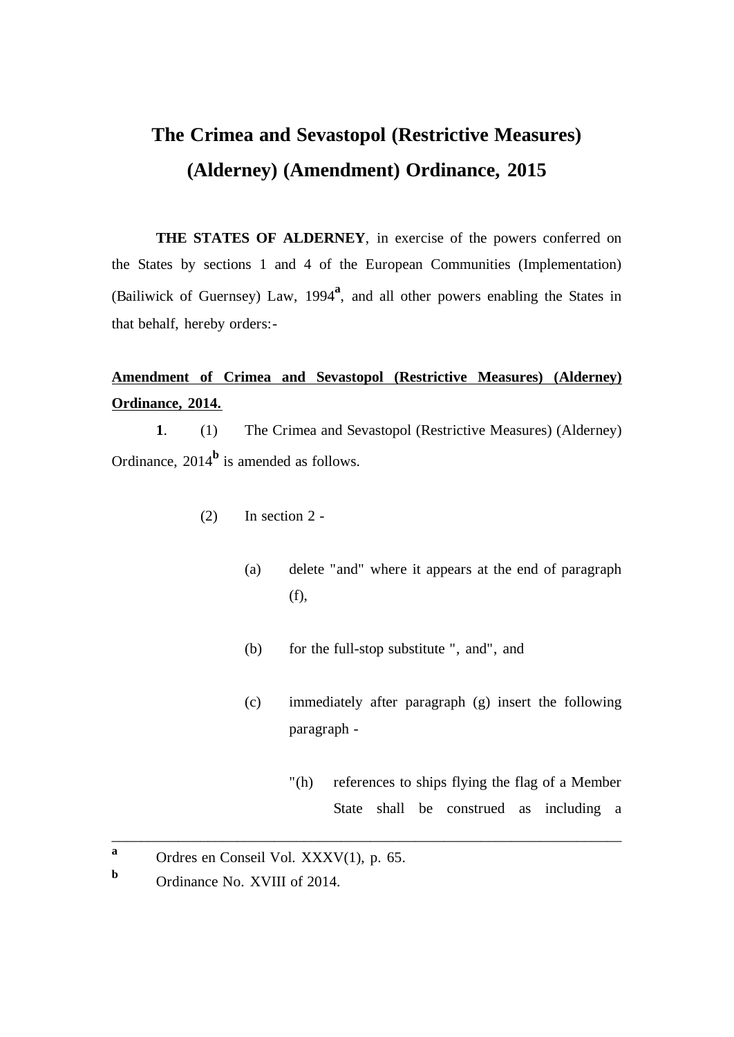# The Crimea and Sevastopol (Restrictive Measures) (Alderney) (Amendment) Ordinance, 2015

**THE STATES OF ALDERNEY**, in exercise of the powers conferred on the States by sections 1 and 4 of the European Communities (Implementation) (Bailiwick of Guernsey) Law, 1994[a], and all other powers enabling the States in that behalf, hereby orders:-

**Amendment of Crimea and Sevastopol (Restrictive Measures) (Alderney) Ordinance, 2014.**

**1**. (1) The Crimea and Sevastopol (Restrictive Measures) (Alderney) Ordinance, 2014[b] is amended as follows.

(2) In section 2 -

(a) delete "and" where it appears at the end of paragraph (f),

(b) for the full-stop substitute ", and", and

(c) immediately after paragraph (g) insert the following paragraph -

"(h) references to ships flying the flag of a Member State shall be construed as including a

---

[a] Ordres en Conseil Vol. XXXV(1), p. 65.

[b] Ordinance No. XVIII of 2014.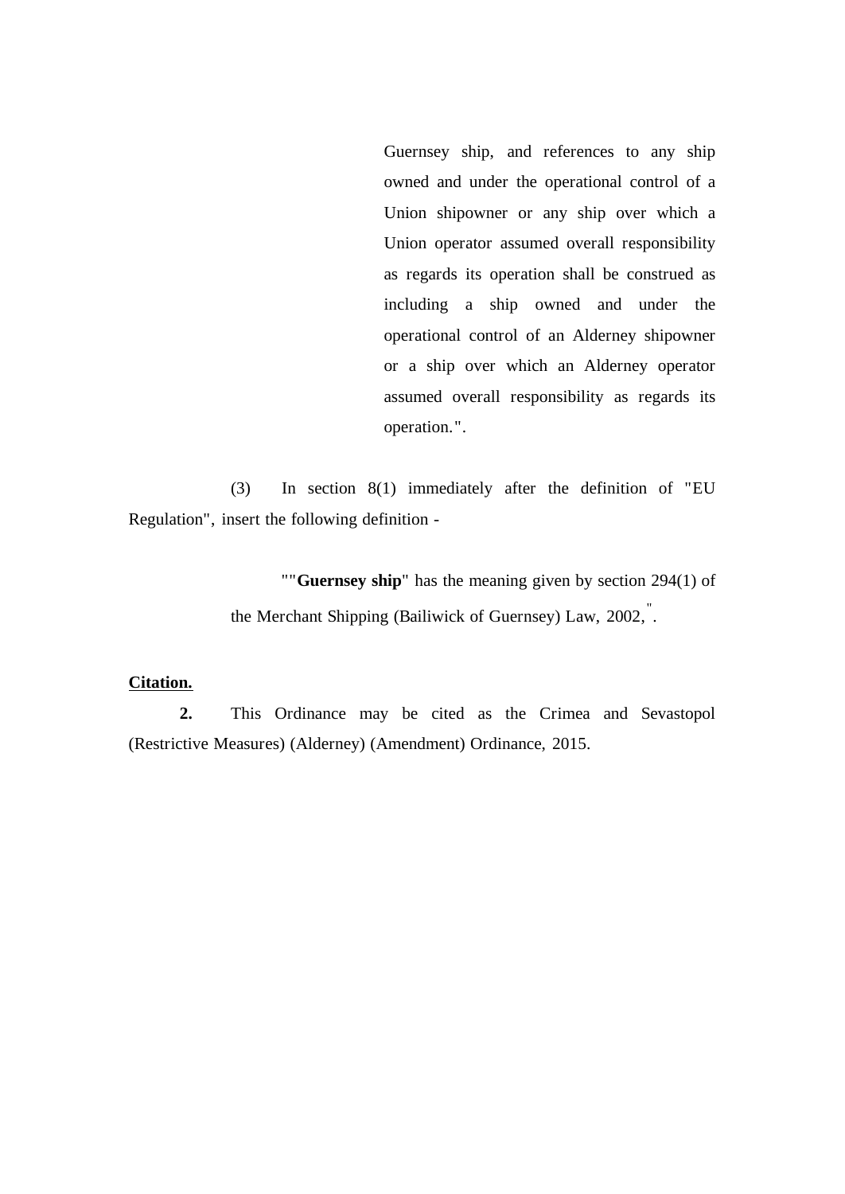Guernsey ship, and references to any ship owned and under the operational control of a Union shipowner or any ship over which a Union operator assumed overall responsibility as regards its operation shall be construed as including a ship owned and under the operational control of an Alderney shipowner or a ship over which an Alderney operator assumed overall responsibility as regards its operation.".

(3) In section 8(1) immediately after the definition of "EU Regulation", insert the following definition -

""**Guernsey ship**" has the meaning given by section 294(1) of the Merchant Shipping (Bailiwick of Guernsey) Law, 2002,".

**Citation.**

**2.** This Ordinance may be cited as the Crimea and Sevastopol (Restrictive Measures) (Alderney) (Amendment) Ordinance, 2015.